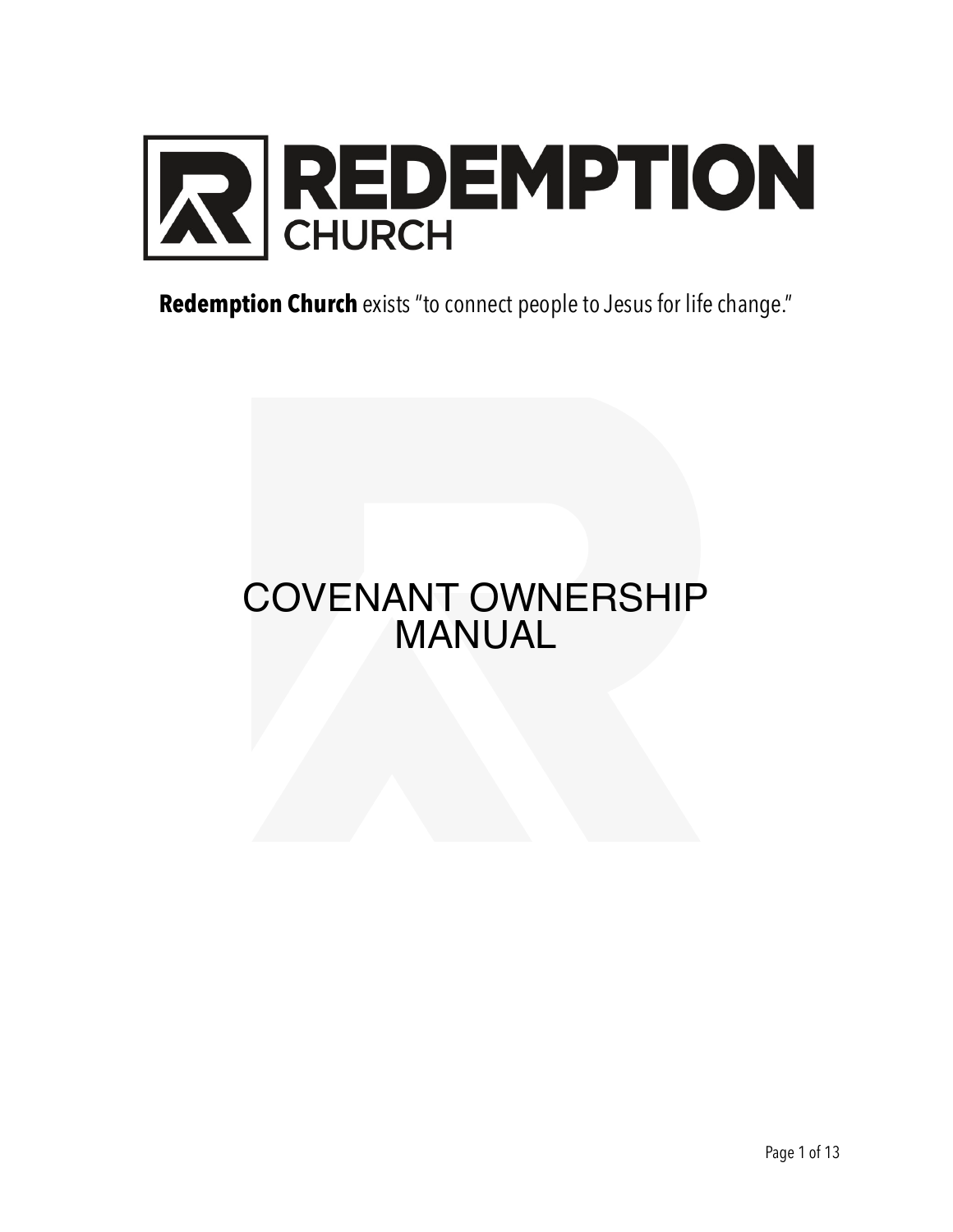# REDEMPTION CHURCH

**Redemption Church** exists "to connect people to Jesus for life change."

# COVENANT OWNERSHIP MANUAL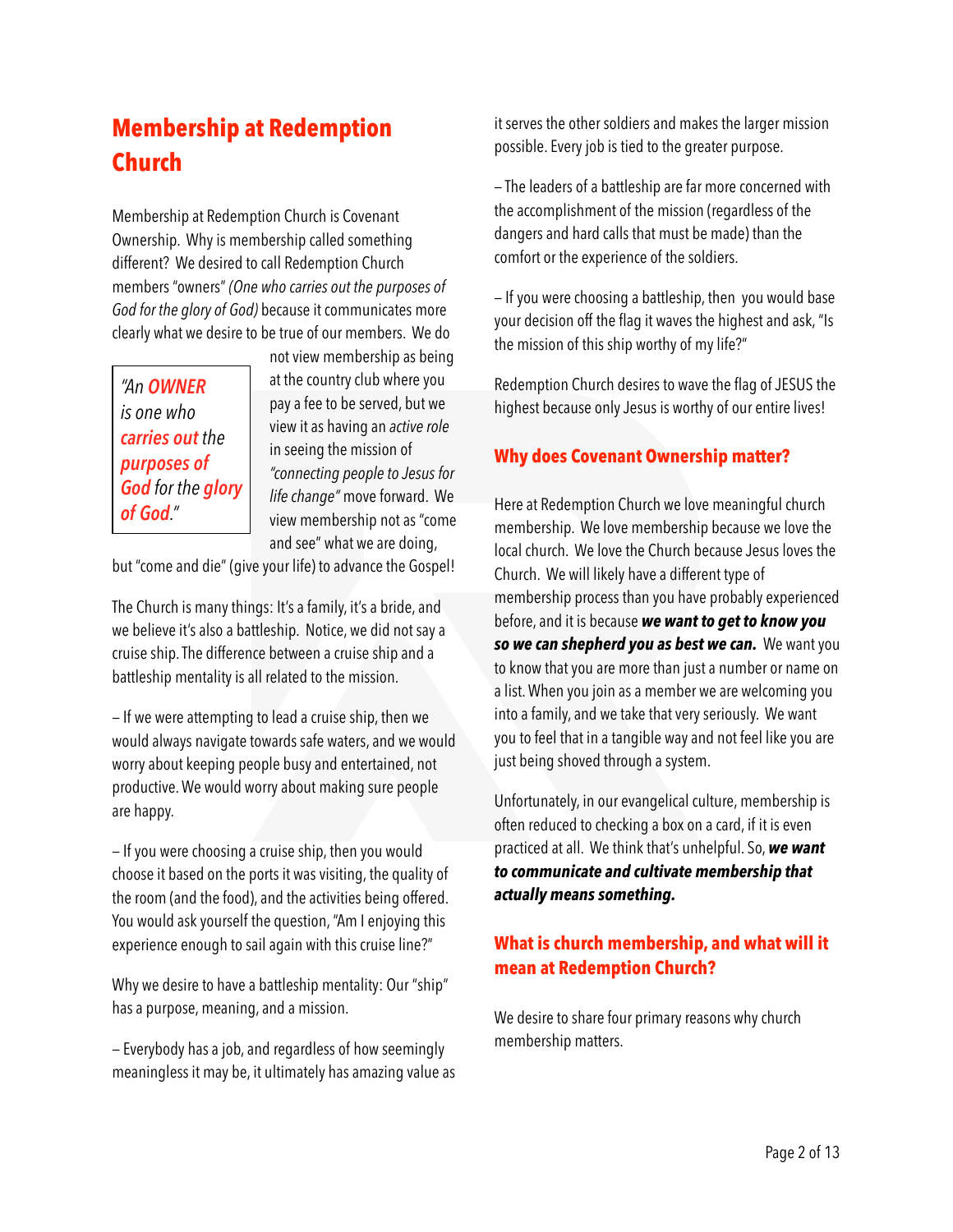## Membership at Redemption Church

Membership at Redemption Church is Covenant Ownership. Why is membership called something different? We desired to call Redemption Church members "owners" *(One who carries out the purposes of God for the glory of God)* because it communicates more clearly what we desire to be true of our members. We do not view membership as being at the country club where you pay a fee to be served, but we view it as having an *active role* in seeing the mission of *"connecting people to Jesus for life change"* move forward. We view membership not as "come and see" what we are doing, but "come and die" (give your life) to advance the Gospel!

> *"An **OWNER** is one who **carries out** the **purposes of God** for the **glory of God**."*

The Church is many things: It's a family, it's a bride, and we believe it's also a battleship. Notice, we did not say a cruise ship. The difference between a cruise ship and a battleship mentality is all related to the mission.

– If we were attempting to lead a cruise ship, then we would always navigate towards safe waters, and we would worry about keeping people busy and entertained, not productive. We would worry about making sure people are happy.

– If you were choosing a cruise ship, then you would choose it based on the ports it was visiting, the quality of the room (and the food), and the activities being offered. You would ask yourself the question, "Am I enjoying this experience enough to sail again with this cruise line?"

Why we desire to have a battleship mentality: Our "ship" has a purpose, meaning, and a mission.

– Everybody has a job, and regardless of how seemingly meaningless it may be, it ultimately has amazing value as it serves the other soldiers and makes the larger mission possible. Every job is tied to the greater purpose.

– The leaders of a battleship are far more concerned with the accomplishment of the mission (regardless of the dangers and hard calls that must be made) than the comfort or the experience of the soldiers.

– If you were choosing a battleship, then you would base your decision off the flag it waves the highest and ask, "Is the mission of this ship worthy of my life?"

Redemption Church desires to wave the flag of JESUS the highest because only Jesus is worthy of our entire lives!

### Why does Covenant Ownership matter?

Here at Redemption Church we love meaningful church membership. We love membership because we love the local church. We love the Church because Jesus loves the Church. We will likely have a different type of membership process than you have probably experienced before, and it is because ***we want to get to know you so we can shepherd you as best we can.*** We want you to know that you are more than just a number or name on a list. When you join as a member we are welcoming you into a family, and we take that very seriously. We want you to feel that in a tangible way and not feel like you are just being shoved through a system.

Unfortunately, in our evangelical culture, membership is often reduced to checking a box on a card, if it is even practiced at all. We think that's unhelpful. So, ***we want to communicate and cultivate membership that actually means something.***

### What is church membership, and what will it mean at Redemption Church?

We desire to share four primary reasons why church membership matters.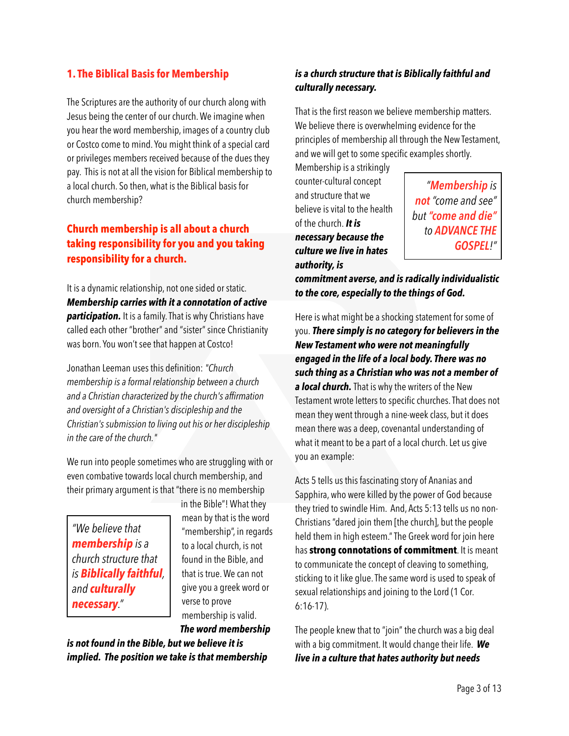## 1. The Biblical Basis for Membership

The Scriptures are the authority of our church along with Jesus being the center of our church. We imagine when you hear the word membership, images of a country club or Costco come to mind. You might think of a special card or privileges members received because of the dues they pay. This is not at all the vision for Biblical membership to a local church. So then, what is the Biblical basis for church membership?

### Church membership is all about a church taking responsibility for you and you taking responsibility for a church.

It is a dynamic relationship, not one sided or static. ***Membership carries with it a connotation of active participation.*** It is a family. That is why Christians have called each other "brother" and "sister" since Christianity was born. You won't see that happen at Costco!

Jonathan Leeman uses this definition: *"Church membership is a formal relationship between a church and a Christian characterized by the church's affirmation and oversight of a Christian's discipleship and the Christian's submission to living out his or her discipleship in the care of the church."*

We run into people sometimes who are struggling with or even combative towards local church membership, and their primary argument is that "there is no membership in the Bible"! What they mean by that is the word "membership", in regards to a local church, is not found in the Bible, and that is true. We can not give you a greek word or verse to prove membership is valid. ***The word membership is not found in the Bible, but we believe it is implied. The position we take is that membership is a church structure that is Biblically faithful and culturally necessary.***

> *"We believe that **membership** is a church structure that is **Biblically faithful**, and **culturally necessary**."*

That is the first reason we believe membership matters. We believe there is overwhelming evidence for the principles of membership all through the New Testament, and we will get to some specific examples shortly. Membership is a strikingly counter-cultural concept and structure that we believe is vital to the health of the church. ***It is necessary because the culture we live in hates authority, is commitment averse, and is radically individualistic to the core, especially to the things of God.***

> *"**Membership** is **not** "come and see" but **"come and die"** to **ADVANCE THE GOSPEL**!"*

Here is what might be a shocking statement for some of you. ***There simply is no category for believers in the New Testament who were not meaningfully engaged in the life of a local body. There was no such thing as a Christian who was not a member of a local church.*** That is why the writers of the New Testament wrote letters to specific churches. That does not mean they went through a nine-week class, but it does mean there was a deep, covenantal understanding of what it meant to be a part of a local church. Let us give you an example:

Acts 5 tells us this fascinating story of Ananias and Sapphira, who were killed by the power of God because they tried to swindle Him. And, Acts 5:13 tells us no non-Christians "dared join them [the church], but the people held them in high esteem." The Greek word for join here has **strong connotations of commitment**. It is meant to communicate the concept of cleaving to something, sticking to it like glue. The same word is used to speak of sexual relationships and joining to the Lord (1 Cor. 6:16-17).

The people knew that to "join" the church was a big deal with a big commitment. It would change their life. ***We live in a culture that hates authority but needs***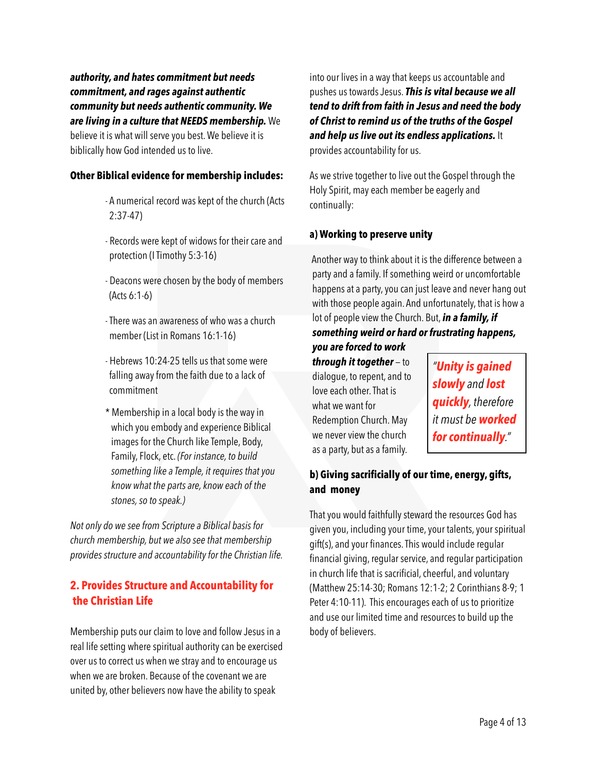***authority, and hates commitment but needs commitment, and rages against authentic community but needs authentic community. We are living in a culture that NEEDS membership.*** We believe it is what will serve you best. We believe it is biblically how God intended us to live.

**Other Biblical evidence for membership includes:**

- A numerical record was kept of the church (Acts 2:37-47)
- Records were kept of widows for their care and protection (I Timothy 5:3-16)
- Deacons were chosen by the body of members (Acts 6:1-6)
- There was an awareness of who was a church member (List in Romans 16:1-16)
- Hebrews 10:24-25 tells us that some were falling away from the faith due to a lack of commitment

\* Membership in a local body is the way in which you embody and experience Biblical images for the Church like Temple, Body, Family, Flock, etc. *(For instance, to build something like a Temple, it requires that you know what the parts are, know each of the stones, so to speak.)*

*Not only do we see from Scripture a Biblical basis for church membership, but we also see that membership provides structure and accountability for the Christian life.*

## 2. Provides Structure and Accountability for the Christian Life

Membership puts our claim to love and follow Jesus in a real life setting where spiritual authority can be exercised over us to correct us when we stray and to encourage us when we are broken. Because of the covenant we are united by, other believers now have the ability to speak into our lives in a way that keeps us accountable and pushes us towards Jesus. ***This is vital because we all tend to drift from faith in Jesus and need the body of Christ to remind us of the truths of the Gospel and help us live out its endless applications.*** It provides accountability for us.

As we strive together to live out the Gospel through the Holy Spirit, may each member be eagerly and continually:

**a) Working to preserve unity**

Another way to think about it is the difference between a party and a family. If something weird or uncomfortable happens at a party, you can just leave and never hang out with those people again. And unfortunately, that is how a lot of people view the Church. But, ***in a family, if something weird or hard or frustrating happens, you are forced to work through it together*** – to dialogue, to repent, and to love each other. That is what we want for Redemption Church. May we never view the church as a party, but as a family.

> *"**Unity is gained slowly** and **lost quickly**, therefore it must be **worked for continually**."*

**b) Giving sacrificially of our time, energy, gifts, and money**

That you would faithfully steward the resources God has given you, including your time, your talents, your spiritual gift(s), and your finances. This would include regular financial giving, regular service, and regular participation in church life that is sacrificial, cheerful, and voluntary (Matthew 25:14-30; Romans 12:1-2; 2 Corinthians 8-9; 1 Peter 4:10-11). This encourages each of us to prioritize and use our limited time and resources to build up the body of believers.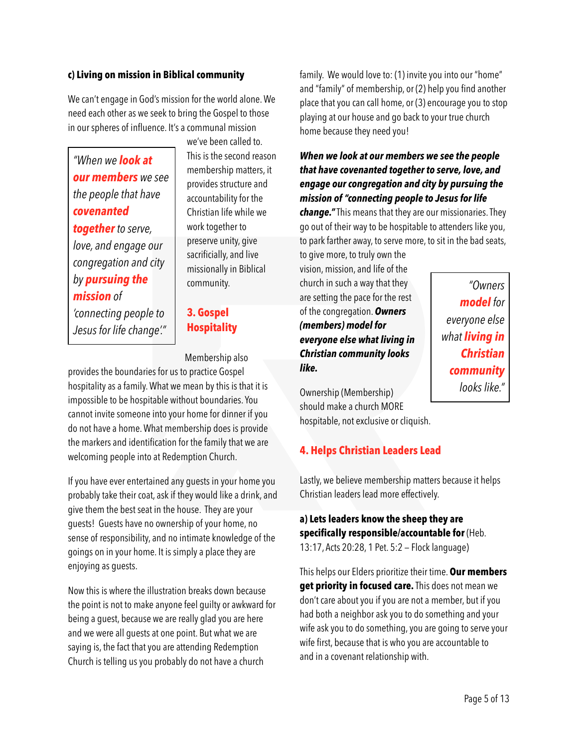**c) Living on mission in Biblical community**

We can't engage in God's mission for the world alone. We need each other as we seek to bring the Gospel to those in our spheres of influence. It's a communal mission we've been called to. This is the second reason membership matters, it provides structure and accountability for the Christian life while we work together to preserve unity, give sacrificially, and live missionally in Biblical community.

> *"When we **look at our members** we see the people that have **covenanted together** to serve, love, and engage our congregation and city by **pursuing the mission** of 'connecting people to Jesus for life change'."*

## 3. Gospel Hospitality

Membership also provides the boundaries for us to practice Gospel hospitality as a family. What we mean by this is that it is impossible to be hospitable without boundaries. You cannot invite someone into your home for dinner if you do not have a home. What membership does is provide the markers and identification for the family that we are welcoming people into at Redemption Church.

If you have ever entertained any guests in your home you probably take their coat, ask if they would like a drink, and give them the best seat in the house. They are your guests! Guests have no ownership of your home, no sense of responsibility, and no intimate knowledge of the goings on in your home. It is simply a place they are enjoying as guests.

Now this is where the illustration breaks down because the point is not to make anyone feel guilty or awkward for being a guest, because we are really glad you are here and we were all guests at one point. But what we are saying is, the fact that you are attending Redemption Church is telling us you probably do not have a church family. We would love to: (1) invite you into our "home" and "family" of membership, or (2) help you find another place that you can call home, or (3) encourage you to stop playing at our house and go back to your true church home because they need you!

***When we look at our members we see the people that have covenanted together to serve, love, and engage our congregation and city by pursuing the mission of "connecting people to Jesus for life change."*** This means that they are our missionaries. They go out of their way to be hospitable to attenders like you, to park farther away, to serve more, to sit in the bad seats, to give more, to truly own the vision, mission, and life of the church in such a way that they are setting the pace for the rest of the congregation. ***Owners (members) model for everyone else what living in Christian community looks like.***

> *"Owners **model** for everyone else what **living in Christian community** looks like."*

Ownership (Membership) should make a church MORE hospitable, not exclusive or cliquish.

## 4. Helps Christian Leaders Lead

Lastly, we believe membership matters because it helps Christian leaders lead more effectively.

**a) Lets leaders know the sheep they are specifically responsible/accountable for** (Heb. 13:17, Acts 20:28, 1 Pet. 5:2 – Flock language)

This helps our Elders prioritize their time. **Our members get priority in focused care.** This does not mean we don't care about you if you are not a member, but if you had both a neighbor ask you to do something and your wife ask you to do something, you are going to serve your wife first, because that is who you are accountable to and in a covenant relationship with.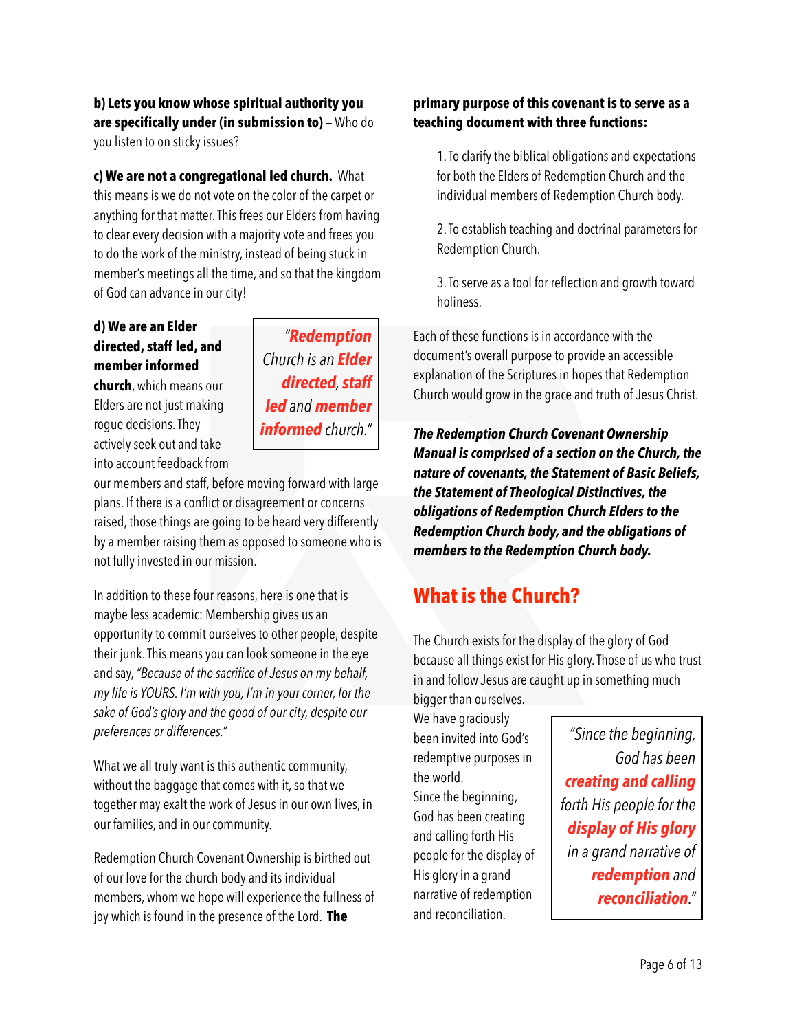**b) Lets you know whose spiritual authority you are specifically under (in submission to)** – Who do you listen to on sticky issues?

**c) We are not a congregational led church.** What this means is we do not vote on the color of the carpet or anything for that matter. This frees our Elders from having to clear every decision with a majority vote and frees you to do the work of the ministry, instead of being stuck in member's meetings all the time, and so that the kingdom of God can advance in our city!

**d) We are an Elder directed, staff led, and member informed church**, which means our Elders are not just making rogue decisions. They actively seek out and take into account feedback from our members and staff, before moving forward with large plans. If there is a conflict or disagreement or concerns raised, those things are going to be heard very differently by a member raising them as opposed to someone who is not fully invested in our mission.

> *"**Redemption** Church is an **Elder directed**, **staff led** and **member informed** church."*

In addition to these four reasons, here is one that is maybe less academic: Membership gives us an opportunity to commit ourselves to other people, despite their junk. This means you can look someone in the eye and say, *"Because of the sacrifice of Jesus on my behalf, my life is YOURS. I'm with you, I'm in your corner, for the sake of God's glory and the good of our city, despite our preferences or differences."*

What we all truly want is this authentic community, without the baggage that comes with it, so that we together may exalt the work of Jesus in our own lives, in our families, and in our community.

Redemption Church Covenant Ownership is birthed out of our love for the church body and its individual members, whom we hope will experience the fullness of joy which is found in the presence of the Lord. **The primary purpose of this covenant is to serve as a teaching document with three functions:**

1. To clarify the biblical obligations and expectations for both the Elders of Redemption Church and the individual members of Redemption Church body.
2. To establish teaching and doctrinal parameters for Redemption Church.
3. To serve as a tool for reflection and growth toward holiness.

Each of these functions is in accordance with the document's overall purpose to provide an accessible explanation of the Scriptures in hopes that Redemption Church would grow in the grace and truth of Jesus Christ.

***The Redemption Church Covenant Ownership Manual is comprised of a section on the Church, the nature of covenants, the Statement of Basic Beliefs, the Statement of Theological Distinctives, the obligations of Redemption Church Elders to the Redemption Church body, and the obligations of members to the Redemption Church body.***

## What is the Church?

The Church exists for the display of the glory of God because all things exist for His glory. Those of us who trust in and follow Jesus are caught up in something much bigger than ourselves. We have graciously been invited into God's redemptive purposes in the world. Since the beginning, God has been creating and calling forth His people for the display of His glory in a grand narrative of redemption and reconciliation.

> *"Since the beginning, God has been **creating and calling** forth His people for the **display of His glory** in a grand narrative of **redemption** and **reconciliation**."*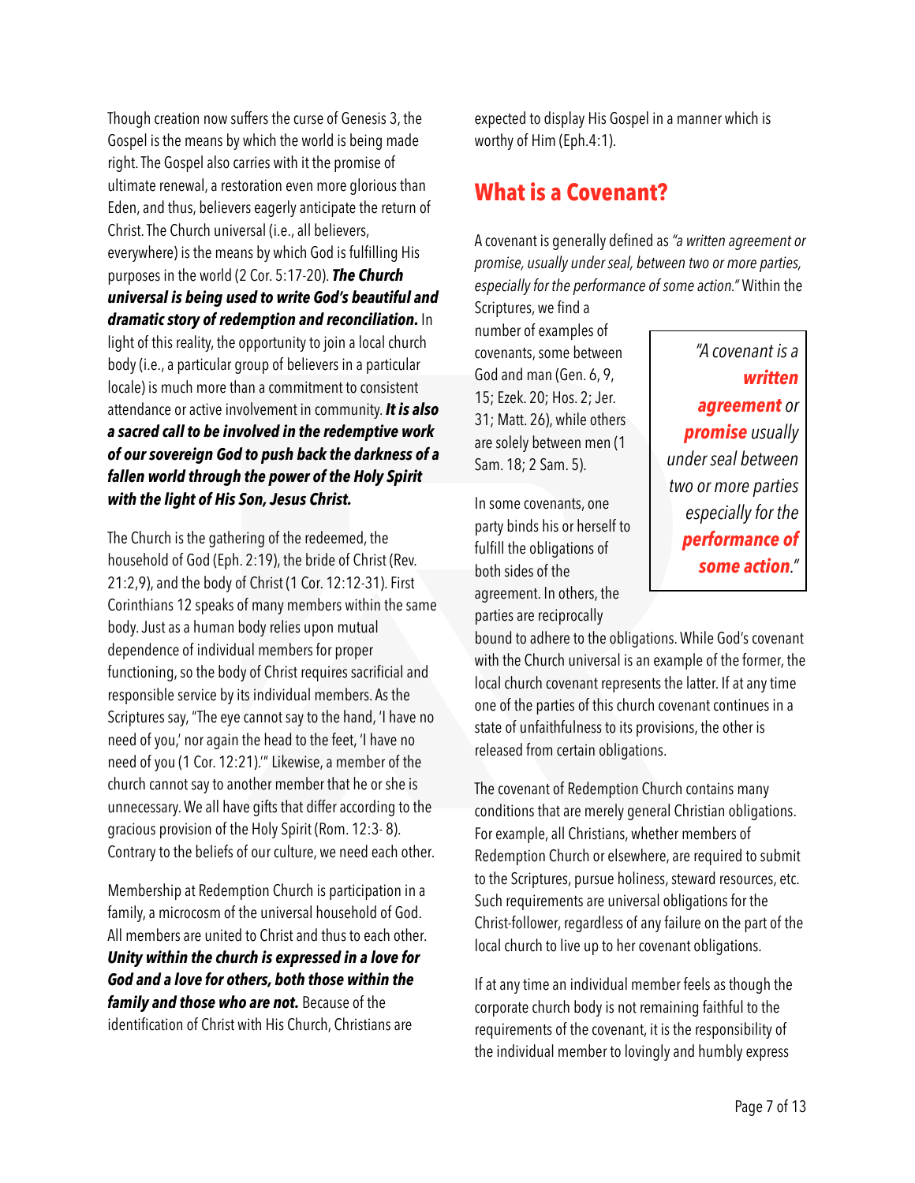Though creation now suffers the curse of Genesis 3, the Gospel is the means by which the world is being made right. The Gospel also carries with it the promise of ultimate renewal, a restoration even more glorious than Eden, and thus, believers eagerly anticipate the return of Christ. The Church universal (i.e., all believers, everywhere) is the means by which God is fulfilling His purposes in the world (2 Cor. 5:17-20). ***The Church universal is being used to write God's beautiful and dramatic story of redemption and reconciliation.*** In light of this reality, the opportunity to join a local church body (i.e., a particular group of believers in a particular locale) is much more than a commitment to consistent attendance or active involvement in community. ***It is also a sacred call to be involved in the redemptive work of our sovereign God to push back the darkness of a fallen world through the power of the Holy Spirit with the light of His Son, Jesus Christ.***

The Church is the gathering of the redeemed, the household of God (Eph. 2:19), the bride of Christ (Rev. 21:2,9), and the body of Christ (1 Cor. 12:12-31). First Corinthians 12 speaks of many members within the same body. Just as a human body relies upon mutual dependence of individual members for proper functioning, so the body of Christ requires sacrificial and responsible service by its individual members. As the Scriptures say, "The eye cannot say to the hand, 'I have no need of you,' nor again the head to the feet, 'I have no need of you (1 Cor. 12:21).'" Likewise, a member of the church cannot say to another member that he or she is unnecessary. We all have gifts that differ according to the gracious provision of the Holy Spirit (Rom. 12:3- 8). Contrary to the beliefs of our culture, we need each other.

Membership at Redemption Church is participation in a family, a microcosm of the universal household of God. All members are united to Christ and thus to each other. ***Unity within the church is expressed in a love for God and a love for others, both those within the family and those who are not.*** Because of the identification of Christ with His Church, Christians are expected to display His Gospel in a manner which is worthy of Him (Eph.4:1).

## What is a Covenant?

A covenant is generally defined as *"a written agreement or promise, usually under seal, between two or more parties, especially for the performance of some action."* Within the Scriptures, we find a number of examples of covenants, some between God and man (Gen. 6, 9, 15; Ezek. 20; Hos. 2; Jer. 31; Matt. 26), while others are solely between men (1 Sam. 18; 2 Sam. 5).

> *"A covenant is a **written agreement** or **promise** usually under seal between two or more parties especially for the **performance of some action**."*

In some covenants, one party binds his or herself to fulfill the obligations of both sides of the agreement. In others, the parties are reciprocally bound to adhere to the obligations. While God's covenant with the Church universal is an example of the former, the local church covenant represents the latter. If at any time one of the parties of this church covenant continues in a state of unfaithfulness to its provisions, the other is released from certain obligations.

The covenant of Redemption Church contains many conditions that are merely general Christian obligations. For example, all Christians, whether members of Redemption Church or elsewhere, are required to submit to the Scriptures, pursue holiness, steward resources, etc. Such requirements are universal obligations for the Christ-follower, regardless of any failure on the part of the local church to live up to her covenant obligations.

If at any time an individual member feels as though the corporate church body is not remaining faithful to the requirements of the covenant, it is the responsibility of the individual member to lovingly and humbly express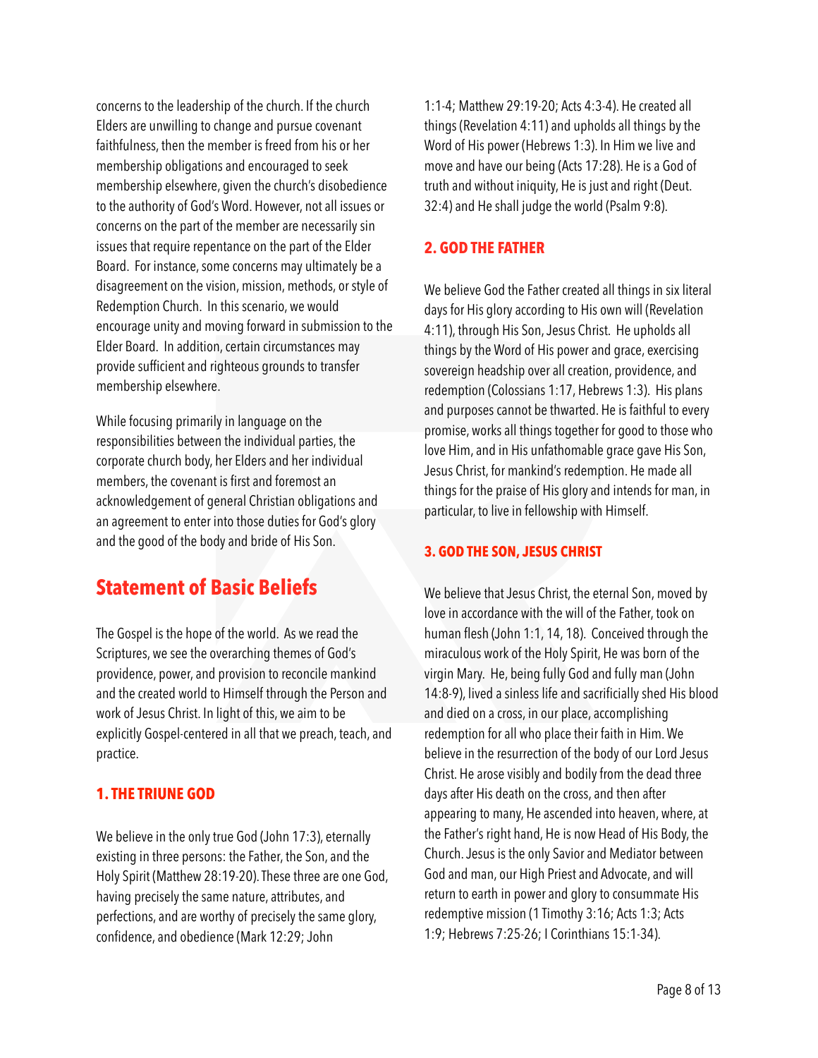concerns to the leadership of the church. If the church Elders are unwilling to change and pursue covenant faithfulness, then the member is freed from his or her membership obligations and encouraged to seek membership elsewhere, given the church's disobedience to the authority of God's Word. However, not all issues or concerns on the part of the member are necessarily sin issues that require repentance on the part of the Elder Board. For instance, some concerns may ultimately be a disagreement on the vision, mission, methods, or style of Redemption Church. In this scenario, we would encourage unity and moving forward in submission to the Elder Board. In addition, certain circumstances may provide sufficient and righteous grounds to transfer membership elsewhere.

While focusing primarily in language on the responsibilities between the individual parties, the corporate church body, her Elders and her individual members, the covenant is first and foremost an acknowledgement of general Christian obligations and an agreement to enter into those duties for God's glory and the good of the body and bride of His Son.

## Statement of Basic Beliefs

The Gospel is the hope of the world. As we read the Scriptures, we see the overarching themes of God's providence, power, and provision to reconcile mankind and the created world to Himself through the Person and work of Jesus Christ. In light of this, we aim to be explicitly Gospel-centered in all that we preach, teach, and practice.

### 1. THE TRIUNE GOD

We believe in the only true God (John 17:3), eternally existing in three persons: the Father, the Son, and the Holy Spirit (Matthew 28:19-20). These three are one God, having precisely the same nature, attributes, and perfections, and are worthy of precisely the same glory, confidence, and obedience (Mark 12:29; John 1:1-4; Matthew 29:19-20; Acts 4:3-4). He created all things (Revelation 4:11) and upholds all things by the Word of His power (Hebrews 1:3). In Him we live and move and have our being (Acts 17:28). He is a God of truth and without iniquity, He is just and right (Deut. 32:4) and He shall judge the world (Psalm 9:8).

### 2. GOD THE FATHER

We believe God the Father created all things in six literal days for His glory according to His own will (Revelation 4:11), through His Son, Jesus Christ. He upholds all things by the Word of His power and grace, exercising sovereign headship over all creation, providence, and redemption (Colossians 1:17, Hebrews 1:3). His plans and purposes cannot be thwarted. He is faithful to every promise, works all things together for good to those who love Him, and in His unfathomable grace gave His Son, Jesus Christ, for mankind's redemption. He made all things for the praise of His glory and intends for man, in particular, to live in fellowship with Himself.

### 3. GOD THE SON, JESUS CHRIST

We believe that Jesus Christ, the eternal Son, moved by love in accordance with the will of the Father, took on human flesh (John 1:1, 14, 18). Conceived through the miraculous work of the Holy Spirit, He was born of the virgin Mary. He, being fully God and fully man (John 14:8-9), lived a sinless life and sacrificially shed His blood and died on a cross, in our place, accomplishing redemption for all who place their faith in Him. We believe in the resurrection of the body of our Lord Jesus Christ. He arose visibly and bodily from the dead three days after His death on the cross, and then after appearing to many, He ascended into heaven, where, at the Father's right hand, He is now Head of His Body, the Church. Jesus is the only Savior and Mediator between God and man, our High Priest and Advocate, and will return to earth in power and glory to consummate His redemptive mission (1 Timothy 3:16; Acts 1:3; Acts 1:9; Hebrews 7:25-26; I Corinthians 15:1-34).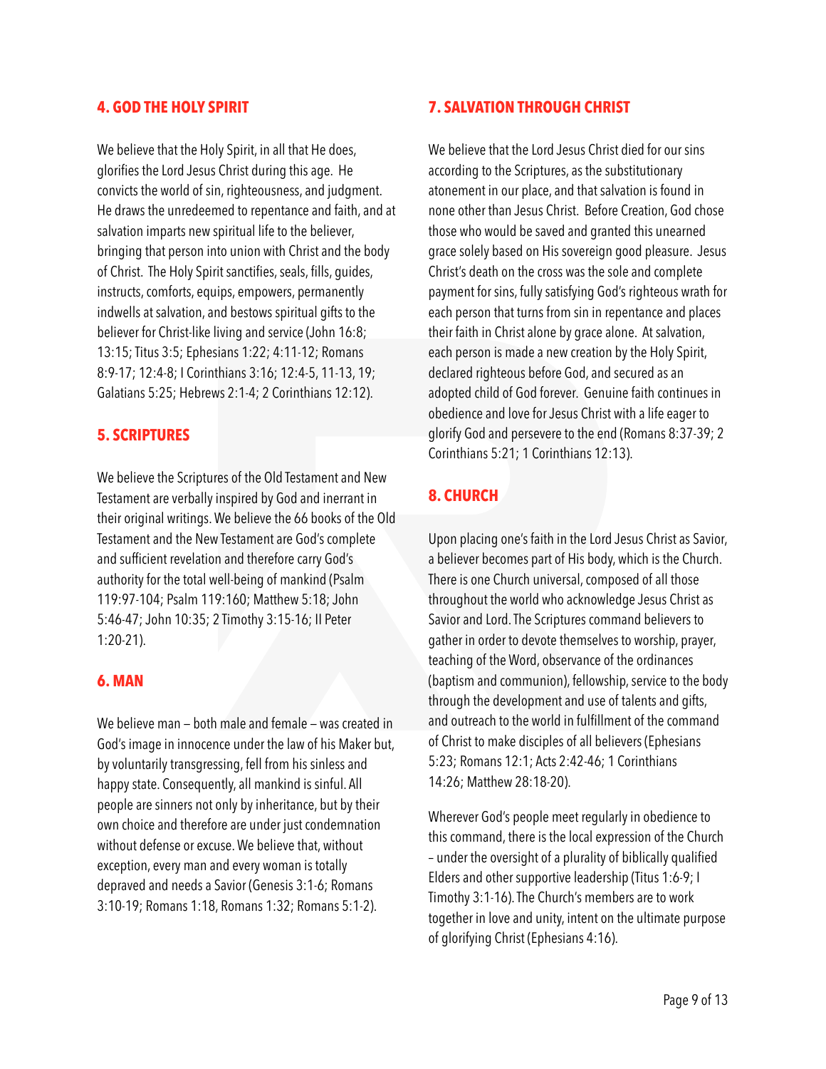## 4. GOD THE HOLY SPIRIT

We believe that the Holy Spirit, in all that He does, glorifies the Lord Jesus Christ during this age. He convicts the world of sin, righteousness, and judgment. He draws the unredeemed to repentance and faith, and at salvation imparts new spiritual life to the believer, bringing that person into union with Christ and the body of Christ. The Holy Spirit sanctifies, seals, fills, guides, instructs, comforts, equips, empowers, permanently indwells at salvation, and bestows spiritual gifts to the believer for Christ-like living and service (John 16:8; 13:15; Titus 3:5; Ephesians 1:22; 4:11-12; Romans 8:9-17; 12:4-8; I Corinthians 3:16; 12:4-5, 11-13, 19; Galatians 5:25; Hebrews 2:1-4; 2 Corinthians 12:12).

## 5. SCRIPTURES

We believe the Scriptures of the Old Testament and New Testament are verbally inspired by God and inerrant in their original writings. We believe the 66 books of the Old Testament and the New Testament are God's complete and sufficient revelation and therefore carry God's authority for the total well-being of mankind (Psalm 119:97-104; Psalm 119:160; Matthew 5:18; John 5:46-47; John 10:35; 2 Timothy 3:15-16; II Peter 1:20-21).

## 6. MAN

We believe man – both male and female – was created in God's image in innocence under the law of his Maker but, by voluntarily transgressing, fell from his sinless and happy state. Consequently, all mankind is sinful. All people are sinners not only by inheritance, but by their own choice and therefore are under just condemnation without defense or excuse. We believe that, without exception, every man and every woman is totally depraved and needs a Savior (Genesis 3:1-6; Romans 3:10-19; Romans 1:18, Romans 1:32; Romans 5:1-2).

## 7. SALVATION THROUGH CHRIST

We believe that the Lord Jesus Christ died for our sins according to the Scriptures, as the substitutionary atonement in our place, and that salvation is found in none other than Jesus Christ. Before Creation, God chose those who would be saved and granted this unearned grace solely based on His sovereign good pleasure. Jesus Christ's death on the cross was the sole and complete payment for sins, fully satisfying God's righteous wrath for each person that turns from sin in repentance and places their faith in Christ alone by grace alone. At salvation, each person is made a new creation by the Holy Spirit, declared righteous before God, and secured as an adopted child of God forever. Genuine faith continues in obedience and love for Jesus Christ with a life eager to glorify God and persevere to the end (Romans 8:37-39; 2 Corinthians 5:21; 1 Corinthians 12:13).

## 8. CHURCH

Upon placing one's faith in the Lord Jesus Christ as Savior, a believer becomes part of His body, which is the Church. There is one Church universal, composed of all those throughout the world who acknowledge Jesus Christ as Savior and Lord. The Scriptures command believers to gather in order to devote themselves to worship, prayer, teaching of the Word, observance of the ordinances (baptism and communion), fellowship, service to the body through the development and use of talents and gifts, and outreach to the world in fulfillment of the command of Christ to make disciples of all believers (Ephesians 5:23; Romans 12:1; Acts 2:42-46; 1 Corinthians 14:26; Matthew 28:18-20).

Wherever God's people meet regularly in obedience to this command, there is the local expression of the Church – under the oversight of a plurality of biblically qualified Elders and other supportive leadership (Titus 1:6-9; I Timothy 3:1-16). The Church's members are to work together in love and unity, intent on the ultimate purpose of glorifying Christ (Ephesians 4:16).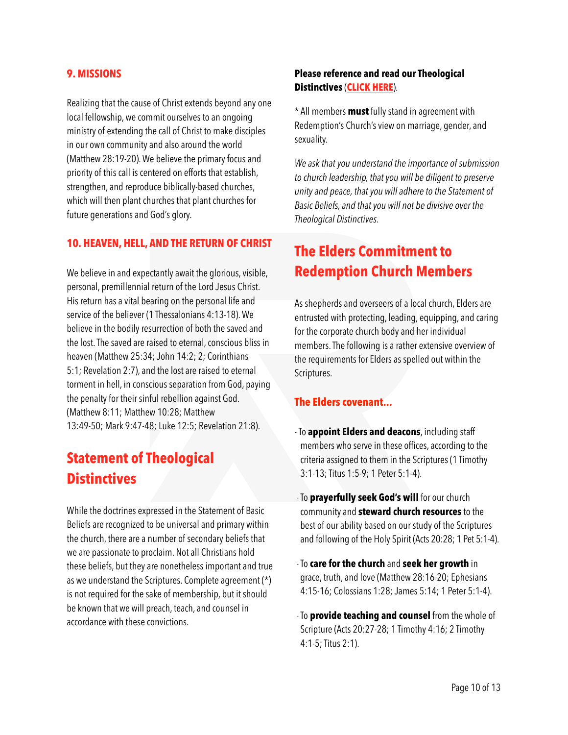### 9. MISSIONS

Realizing that the cause of Christ extends beyond any one local fellowship, we commit ourselves to an ongoing ministry of extending the call of Christ to make disciples in our own community and also around the world (Matthew 28:19-20). We believe the primary focus and priority of this call is centered on efforts that establish, strengthen, and reproduce biblically-based churches, which will then plant churches that plant churches for future generations and God's glory.

### 10. HEAVEN, HELL, AND THE RETURN OF CHRIST

We believe in and expectantly await the glorious, visible, personal, premillennial return of the Lord Jesus Christ. His return has a vital bearing on the personal life and service of the believer (1 Thessalonians 4:13-18). We believe in the bodily resurrection of both the saved and the lost. The saved are raised to eternal, conscious bliss in heaven (Matthew 25:34; John 14:2; 2; Corinthians 5:1; Revelation 2:7), and the lost are raised to eternal torment in hell, in conscious separation from God, paying the penalty for their sinful rebellion against God. (Matthew 8:11; Matthew 10:28; Matthew 13:49-50; Mark 9:47-48; Luke 12:5; Revelation 21:8).

## Statement of Theological Distinctives

While the doctrines expressed in the Statement of Basic Beliefs are recognized to be universal and primary within the church, there are a number of secondary beliefs that we are passionate to proclaim. Not all Christians hold these beliefs, but they are nonetheless important and true as we understand the Scriptures. Complete agreement (*) is not required for the sake of membership, but it should be known that we will preach, teach, and counsel in accordance with these convictions.

**Please reference and read our Theological Distinctives (CLICK HERE).**

* All members **must** fully stand in agreement with Redemption's Church's view on marriage, gender, and sexuality.

*We ask that you understand the importance of submission to church leadership, that you will be diligent to preserve unity and peace, that you will adhere to the Statement of Basic Beliefs, and that you will not be divisive over the Theological Distinctives.*

## The Elders Commitment to Redemption Church Members

As shepherds and overseers of a local church, Elders are entrusted with protecting, leading, equipping, and caring for the corporate church body and her individual members. The following is a rather extensive overview of the requirements for Elders as spelled out within the Scriptures.

### The Elders covenant...

- To **appoint Elders and deacons**, including staff members who serve in these offices, according to the criteria assigned to them in the Scriptures (1 Timothy 3:1-13; Titus 1:5-9; 1 Peter 5:1-4).
- To **prayerfully seek God's will** for our church community and **steward church resources** to the best of our ability based on our study of the Scriptures and following of the Holy Spirit (Acts 20:28; 1 Pet 5:1-4).
- To **care for the church** and **seek her growth** in grace, truth, and love (Matthew 28:16-20; Ephesians 4:15-16; Colossians 1:28; James 5:14; 1 Peter 5:1-4).
- To **provide teaching and counsel** from the whole of Scripture (Acts 20:27-28; 1 Timothy 4:16; 2 Timothy 4:1-5; Titus 2:1).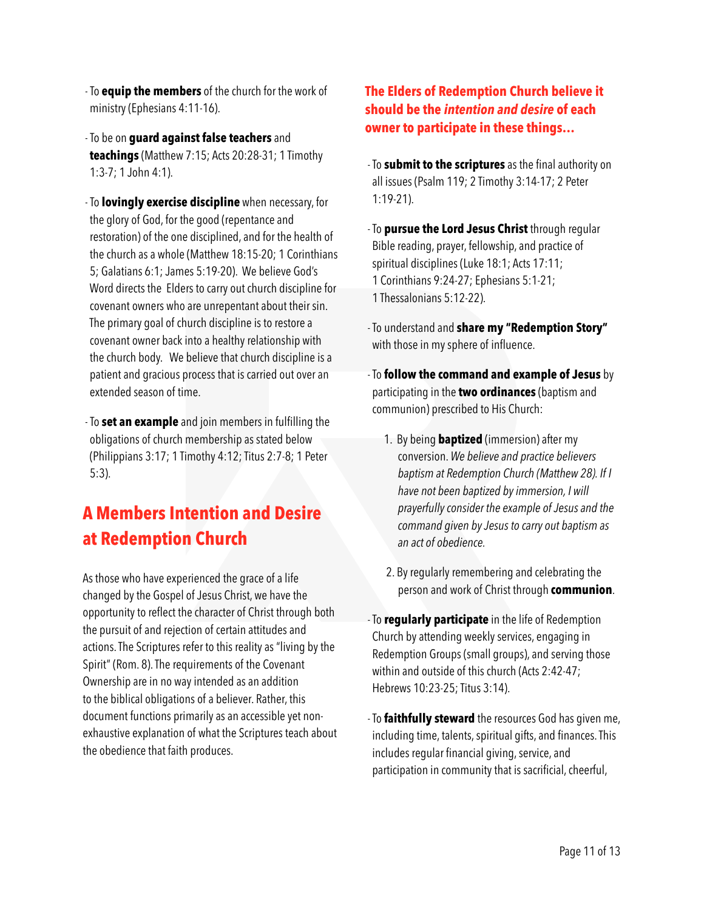- To **equip the members** of the church for the work of ministry (Ephesians 4:11-16).

- To be on **guard against false teachers** and **teachings** (Matthew 7:15; Acts 20:28-31; 1 Timothy 1:3-7; 1 John 4:1).

- To **lovingly exercise discipline** when necessary, for the glory of God, for the good (repentance and restoration) of the one disciplined, and for the health of the church as a whole (Matthew 18:15-20; 1 Corinthians 5; Galatians 6:1; James 5:19-20). We believe God's Word directs the Elders to carry out church discipline for covenant owners who are unrepentant about their sin. The primary goal of church discipline is to restore a covenant owner back into a healthy relationship with the church body. We believe that church discipline is a patient and gracious process that is carried out over an extended season of time.

- To **set an example** and join members in fulfilling the obligations of church membership as stated below (Philippians 3:17; 1 Timothy 4:12; Titus 2:7-8; 1 Peter 5:3).

## A Members Intention and Desire at Redemption Church

As those who have experienced the grace of a life changed by the Gospel of Jesus Christ, we have the opportunity to reflect the character of Christ through both the pursuit of and rejection of certain attitudes and actions. The Scriptures refer to this reality as "living by the Spirit" (Rom. 8). The requirements of the Covenant Ownership are in no way intended as an addition to the biblical obligations of a believer. Rather, this document functions primarily as an accessible yet non-exhaustive explanation of what the Scriptures teach about the obedience that faith produces.

**The Elders of Redemption Church believe it should be the *intention and desire* of each owner to participate in these things...**

- To **submit to the scriptures** as the final authority on all issues (Psalm 119; 2 Timothy 3:14-17; 2 Peter 1:19-21).

- To **pursue the Lord Jesus Christ** through regular Bible reading, prayer, fellowship, and practice of spiritual disciplines (Luke 18:1; Acts 17:11; 1 Corinthians 9:24-27; Ephesians 5:1-21; 1 Thessalonians 5:12-22).

- To understand and **share my "Redemption Story"** with those in my sphere of influence.

- To **follow the command and example of Jesus** by participating in the **two ordinances** (baptism and communion) prescribed to His Church:

  1. By being **baptized** (immersion) after my conversion. *We believe and practice believers baptism at Redemption Church (Matthew 28). If I have not been baptized by immersion, I will prayerfully consider the example of Jesus and the command given by Jesus to carry out baptism as an act of obedience.*

  2. By regularly remembering and celebrating the person and work of Christ through **communion**.

- To **regularly participate** in the life of Redemption Church by attending weekly services, engaging in Redemption Groups (small groups), and serving those within and outside of this church (Acts 2:42-47; Hebrews 10:23-25; Titus 3:14).

- To **faithfully steward** the resources God has given me, including time, talents, spiritual gifts, and finances. This includes regular financial giving, service, and participation in community that is sacrificial, cheerful,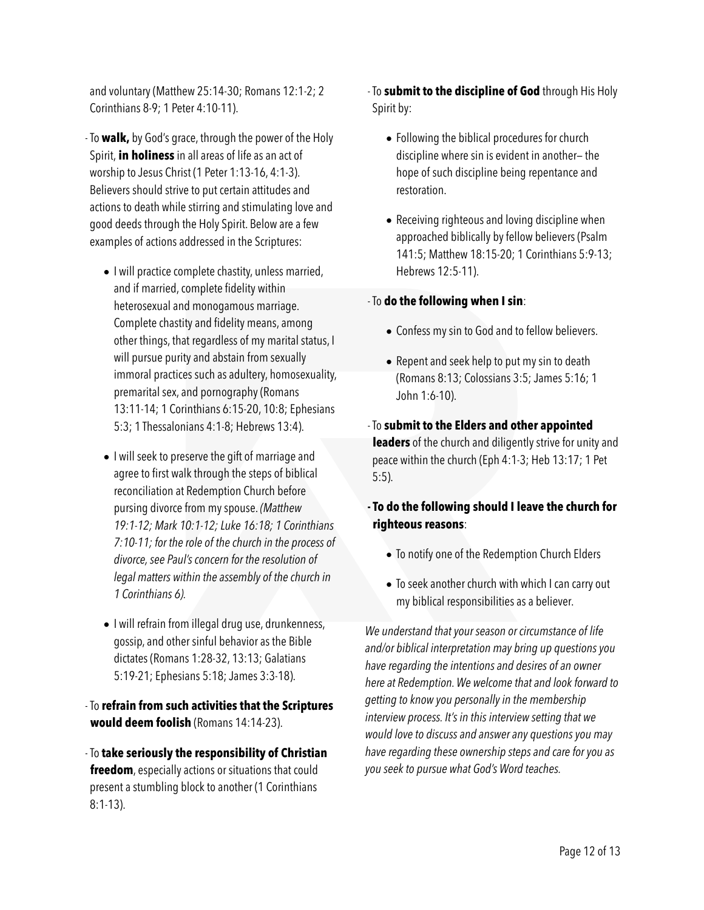and voluntary (Matthew 25:14-30; Romans 12:1-2; 2 Corinthians 8-9; 1 Peter 4:10-11).

- To **walk,** by God's grace, through the power of the Holy Spirit, **in holiness** in all areas of life as an act of worship to Jesus Christ (1 Peter 1:13-16, 4:1-3). Believers should strive to put certain attitudes and actions to death while stirring and stimulating love and good deeds through the Holy Spirit. Below are a few examples of actions addressed in the Scriptures:

    - I will practice complete chastity, unless married, and if married, complete fidelity within heterosexual and monogamous marriage. Complete chastity and fidelity means, among other things, that regardless of my marital status, I will pursue purity and abstain from sexually immoral practices such as adultery, homosexuality, premarital sex, and pornography (Romans 13:11-14; 1 Corinthians 6:15-20, 10:8; Ephesians 5:3; 1 Thessalonians 4:1-8; Hebrews 13:4).

    - I will seek to preserve the gift of marriage and agree to first walk through the steps of biblical reconciliation at Redemption Church before pursing divorce from my spouse. *(Matthew 19:1-12; Mark 10:1-12; Luke 16:18; 1 Corinthians 7:10-11; for the role of the church in the process of divorce, see Paul's concern for the resolution of legal matters within the assembly of the church in 1 Corinthians 6).*

    - I will refrain from illegal drug use, drunkenness, gossip, and other sinful behavior as the Bible dictates (Romans 1:28-32, 13:13; Galatians 5:19-21; Ephesians 5:18; James 3:3-18).

- To **refrain from such activities that the Scriptures would deem foolish** (Romans 14:14-23).

- To **take seriously the responsibility of Christian freedom**, especially actions or situations that could present a stumbling block to another (1 Corinthians 8:1-13).

- To **submit to the discipline of God** through His Holy Spirit by:

    - Following the biblical procedures for church discipline where sin is evident in another– the hope of such discipline being repentance and restoration.

    - Receiving righteous and loving discipline when approached biblically by fellow believers (Psalm 141:5; Matthew 18:15-20; 1 Corinthians 5:9-13; Hebrews 12:5-11).

- To **do the following when I sin**:

    - Confess my sin to God and to fellow believers.

    - Repent and seek help to put my sin to death (Romans 8:13; Colossians 3:5; James 5:16; 1 John 1:6-10).

- To **submit to the Elders and other appointed leaders** of the church and diligently strive for unity and peace within the church (Eph 4:1-3; Heb 13:17; 1 Pet 5:5).

- **To do the following should I leave the church for righteous reasons**:

    - To notify one of the Redemption Church Elders

    - To seek another church with which I can carry out my biblical responsibilities as a believer.

*We understand that your season or circumstance of life and/or biblical interpretation may bring up questions you have regarding the intentions and desires of an owner here at Redemption. We welcome that and look forward to getting to know you personally in the membership interview process. It's in this interview setting that we would love to discuss and answer any questions you may have regarding these ownership steps and care for you as you seek to pursue what God's Word teaches.*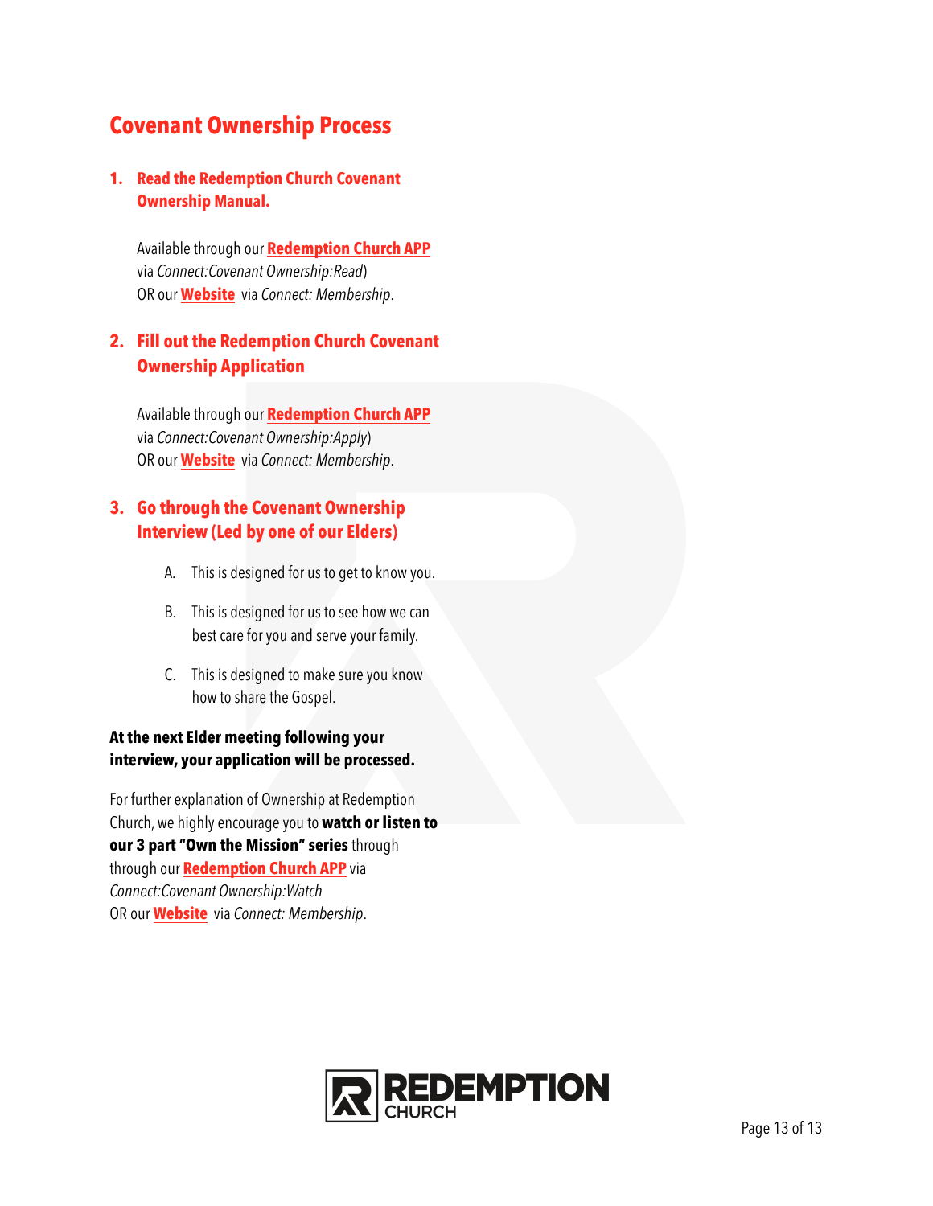# Covenant Ownership Process

1. **Read the Redemption Church Covenant Ownership Manual.**

   Available through our **Redemption Church APP** via *Connect:Covenant Ownership:Read*)
   OR our **Website** via *Connect: Membership*.

2. **Fill out the Redemption Church Covenant Ownership Application**

   Available through our **Redemption Church APP** via *Connect:Covenant Ownership:Apply*)
   OR our **Website** via *Connect: Membership*.

3. **Go through the Covenant Ownership Interview (Led by one of our Elders)**

   A. This is designed for us to get to know you.

   B. This is designed for us to see how we can best care for you and serve your family.

   C. This is designed to make sure you know how to share the Gospel.

**At the next Elder meeting following your interview, your application will be processed.**

For further explanation of Ownership at Redemption Church, we highly encourage you to **watch or listen to our 3 part "Own the Mission" series** through through our **Redemption Church APP** via *Connect:Covenant Ownership:Watch*
OR our **Website** via *Connect: Membership*.